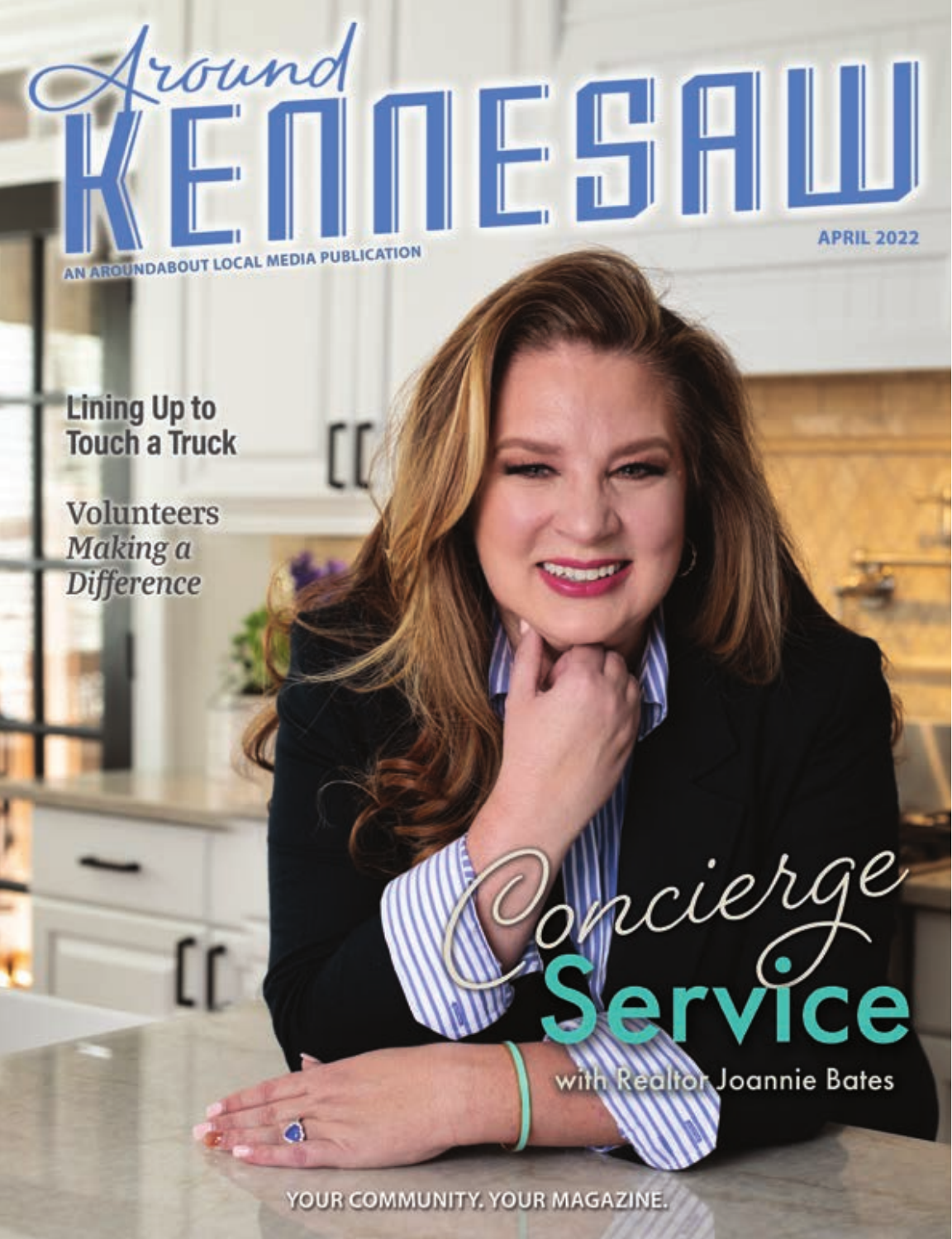# Around KENNESAW

AN AROUNDABOUT LOCAL MEDIA PUBLICATION

APRIL 2022

**Lining Up to Touch a Truck**

Volunteers *Making a Difference*

## *Concierge* Service

with Realtor Joannie Bates

YOUR COMMUNITY. YOUR MAGAZINE.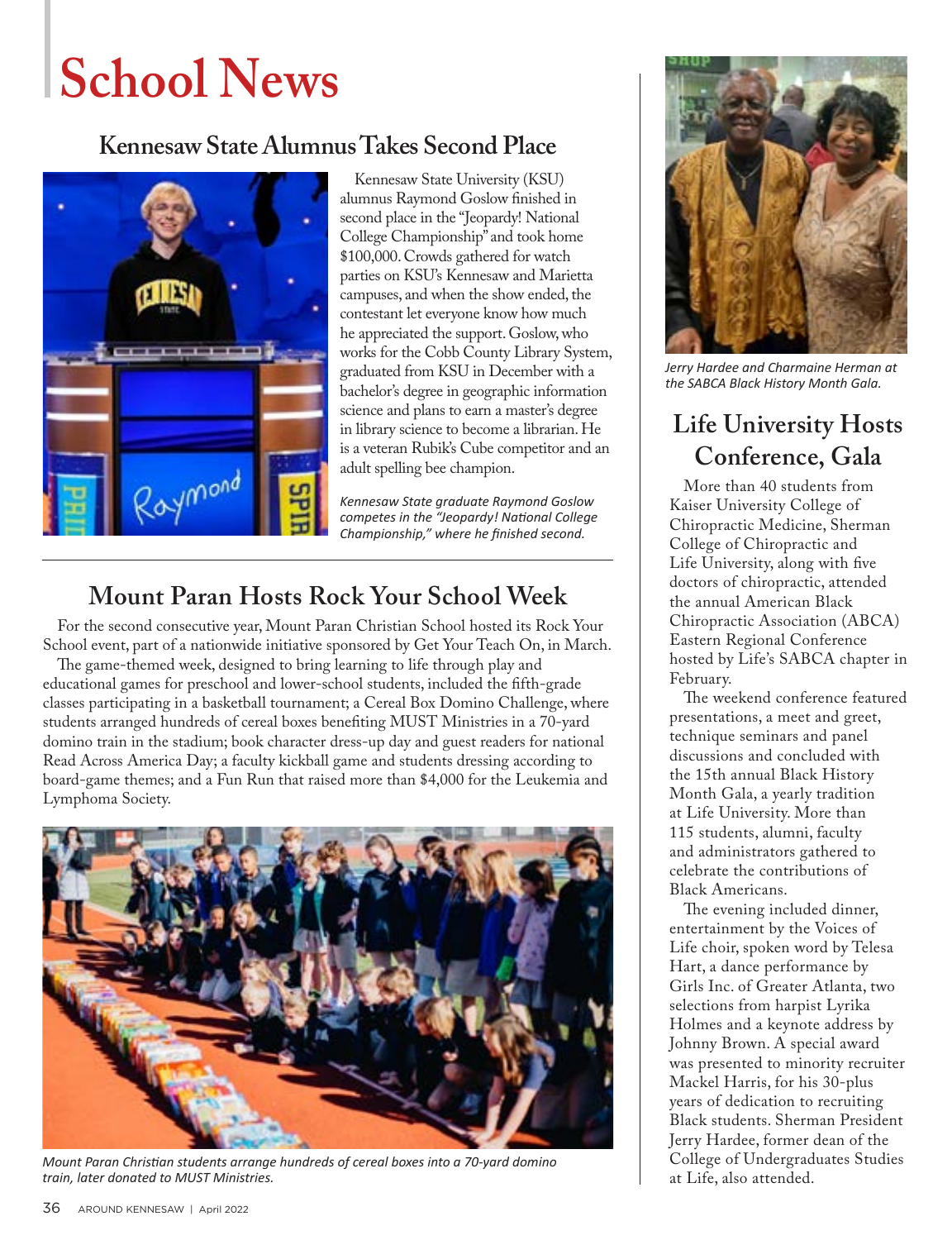# School News

## Kennesaw State Alumnus Takes Second Place

Kennesaw State University (KSU) alumnus Raymond Goslow finished in second place in the "Jeopardy! National College Championship" and took home $100,000. Crowds gathered for watch parties on KSU's Kennesaw and Marietta campuses, and when the show ended, the contestant let everyone know how much he appreciated the support. Goslow, who works for the Cobb County Library System, graduated from KSU in December with a bachelor's degree in geographic information science and plans to earn a master's degree in library science to become a librarian. He is a veteran Rubik's Cube competitor and an adult spelling bee champion.

*Kennesaw State graduate Raymond Goslow competes in the "Jeopardy! National College Championship," where he finished second.*

## Mount Paran Hosts Rock Your School Week

For the second consecutive year, Mount Paran Christian School hosted its Rock Your School event, part of a nationwide initiative sponsored by Get Your Teach On, in March.

The game-themed week, designed to bring learning to life through play and educational games for preschool and lower-school students, included the fifth-grade classes participating in a basketball tournament; a Cereal Box Domino Challenge, where students arranged hundreds of cereal boxes benefiting MUST Ministries in a 70-yard domino train in the stadium; book character dress-up day and guest readers for national Read Across America Day; a faculty kickball game and students dressing according to board-game themes; and a Fun Run that raised more than $4,000 for the Leukemia and Lymphoma Society.

*Mount Paran Christian students arrange hundreds of cereal boxes into a 70-yard domino train, later donated to MUST Ministries.*

*Jerry Hardee and Charmaine Herman at the SABCA Black History Month Gala.*

## Life University Hosts Conference, Gala

More than 40 students from Kaiser University College of Chiropractic Medicine, Sherman College of Chiropractic and Life University, along with five doctors of chiropractic, attended the annual American Black Chiropractic Association (ABCA) Eastern Regional Conference hosted by Life's SABCA chapter in February.

The weekend conference featured presentations, a meet and greet, technique seminars and panel discussions and concluded with the 15th annual Black History Month Gala, a yearly tradition at Life University. More than 115 students, alumni, faculty and administrators gathered to celebrate the contributions of Black Americans.

The evening included dinner, entertainment by the Voices of Life choir, spoken word by Telesa Hart, a dance performance by Girls Inc. of Greater Atlanta, two selections from harpist Lyrika Holmes and a keynote address by Johnny Brown. A special award was presented to minority recruiter Mackel Harris, for his 30-plus years of dedication to recruiting Black students. Sherman President Jerry Hardee, former dean of the College of Undergraduates Studies at Life, also attended.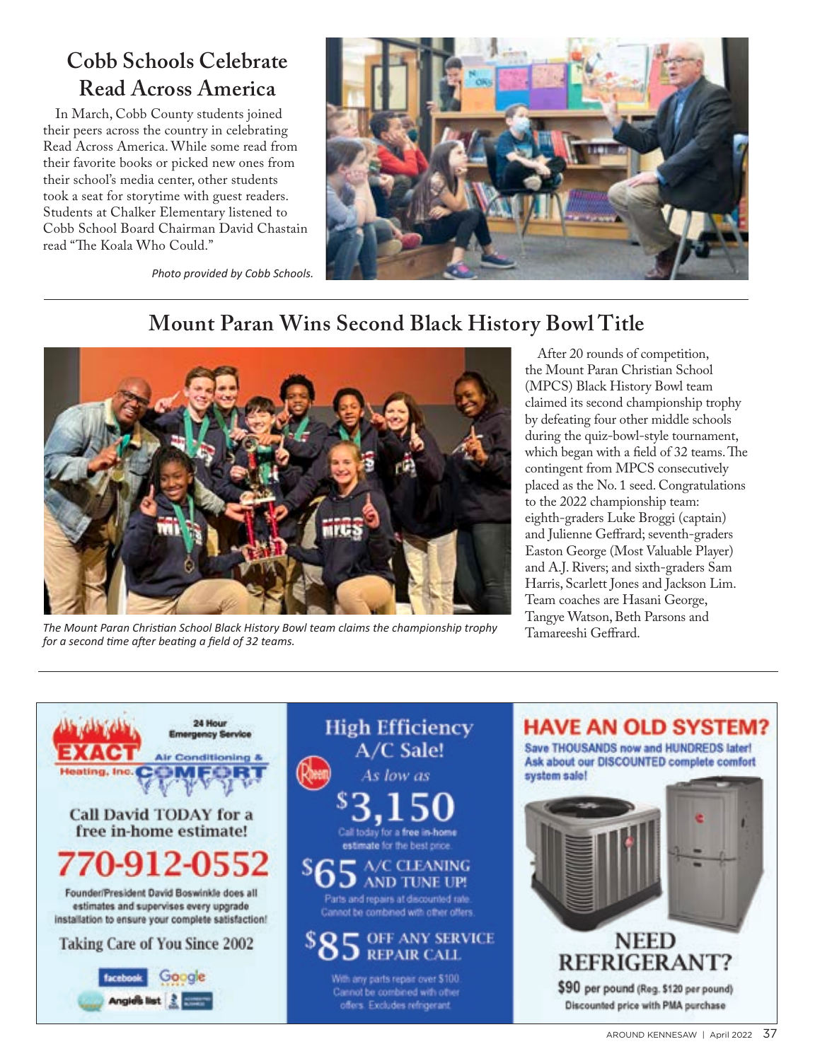## Cobb Schools Celebrate Read Across America

In March, Cobb County students joined their peers across the country in celebrating Read Across America. While some read from their favorite books or picked new ones from their school's media center, other students took a seat for storytime with guest readers. Students at Chalker Elementary listened to Cobb School Board Chairman David Chastain read "The Koala Who Could."

*Photo provided by Cobb Schools.*

## Mount Paran Wins Second Black History Bowl Title

*The Mount Paran Christian School Black History Bowl team claims the championship trophy for a second time after beating a field of 32 teams.*

After 20 rounds of competition, the Mount Paran Christian School (MPCS) Black History Bowl team claimed its second championship trophy by defeating four other middle schools during the quiz-bowl-style tournament, which began with a field of 32 teams. The contingent from MPCS consecutively placed as the No. 1 seed. Congratulations to the 2022 championship team: eighth-graders Luke Broggi (captain) and Julienne Geffrard; seventh-graders Easton George (Most Valuable Player) and A.J. Rivers; and sixth-graders Sam Harris, Scarlett Jones and Jackson Lim. Team coaches are Hasani George, Tangye Watson, Beth Parsons and Tamareeshi Geffrard.

---

24 Hour Emergency Service

**EXACT Air Conditioning & Heating, Inc. COMFORT**

**Call David TODAY for a free in-home estimate!**

**770-912-0552**

Founder/President David Boswinkle does all estimates and supervises every upgrade installation to ensure your complete satisfaction!

Taking Care of You Since 2002

facebook Google Angie's list

**High Efficiency A/C Sale!**

*As low as*

**$3,150**

Call today for a **free in-home estimate** for the best price.

**$65 A/C CLEANING AND TUNE UP!**

Parts and repairs at discounted rate. Cannot be combined with other offers.

**$85 OFF ANY SERVICE REPAIR CALL**

With any parts repair over $100. Cannot be combined with other offers. Excludes refrigerant.

**HAVE AN OLD SYSTEM?**

**Save THOUSANDS now and HUNDREDS later! Ask about our DISCOUNTED complete comfort system sale!**

**NEED REFRIGERANT?**

**$90 per pound (Reg. $120 per pound)**

Discounted price with PMA purchase